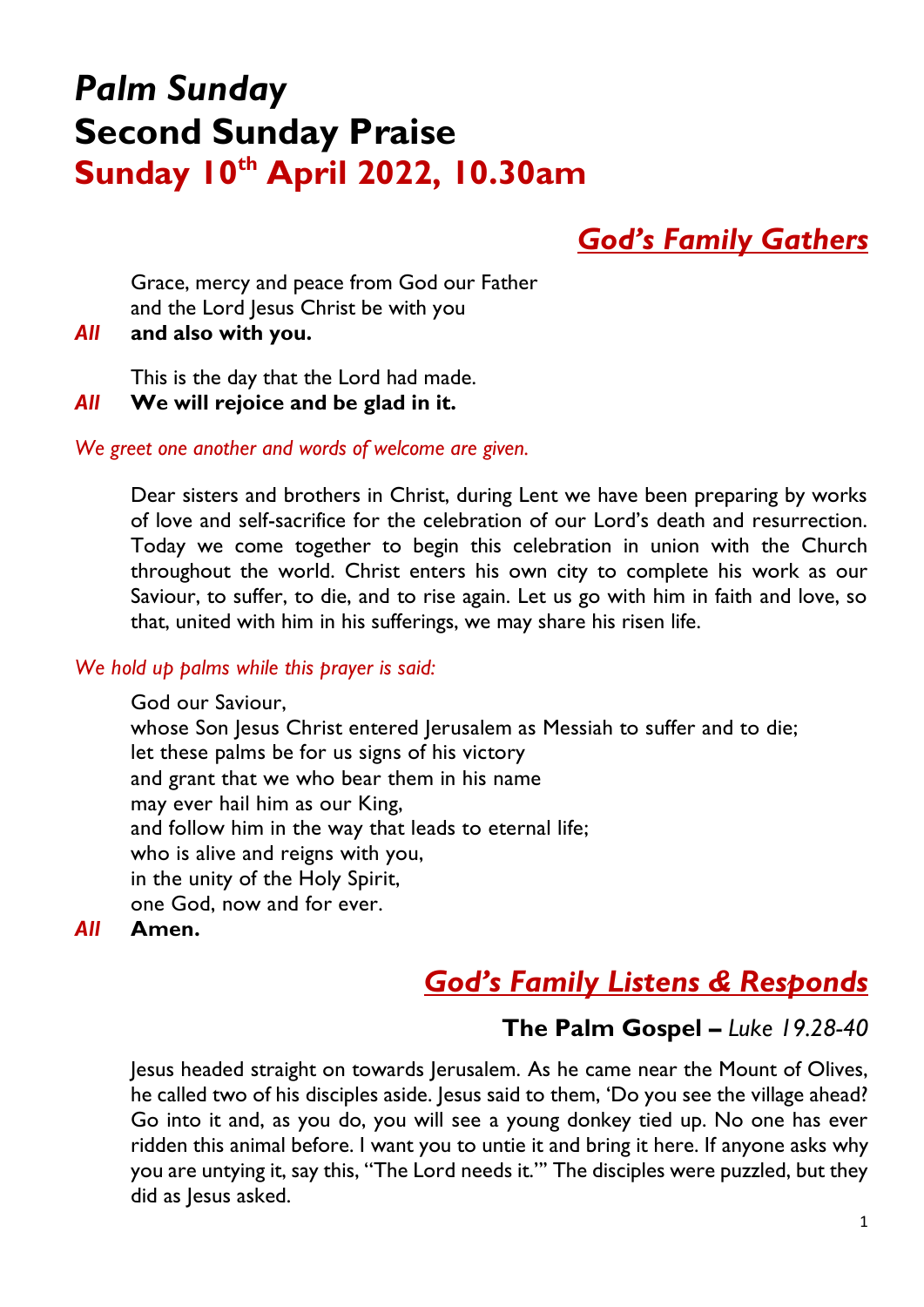# *Palm Sunday*
# Second Sunday Praise
# Sunday 10th April 2022, 10.30am

## *God's Family Gathers*

Grace, mercy and peace from God our Father
and the Lord Jesus Christ be with you

***All*** **and also with you.**

This is the day that the Lord had made.

***All*** **We will rejoice and be glad in it.**

*We greet one another and words of welcome are given.*

Dear sisters and brothers in Christ, during Lent we have been preparing by works of love and self-sacrifice for the celebration of our Lord's death and resurrection. Today we come together to begin this celebration in union with the Church throughout the world. Christ enters his own city to complete his work as our Saviour, to suffer, to die, and to rise again. Let us go with him in faith and love, so that, united with him in his sufferings, we may share his risen life.

*We hold up palms while this prayer is said:*

God our Saviour,
whose Son Jesus Christ entered Jerusalem as Messiah to suffer and to die;
let these palms be for us signs of his victory
and grant that we who bear them in his name
may ever hail him as our King,
and follow him in the way that leads to eternal life;
who is alive and reigns with you,
in the unity of the Holy Spirit,
one God, now and for ever.

***All*** **Amen.**

## *God's Family Listens & Responds*

### The Palm Gospel – *Luke 19.28-40*

Jesus headed straight on towards Jerusalem. As he came near the Mount of Olives, he called two of his disciples aside. Jesus said to them, 'Do you see the village ahead? Go into it and, as you do, you will see a young donkey tied up. No one has ever ridden this animal before. I want you to untie it and bring it here. If anyone asks why you are untying it, say this, "The Lord needs it."' The disciples were puzzled, but they did as Jesus asked.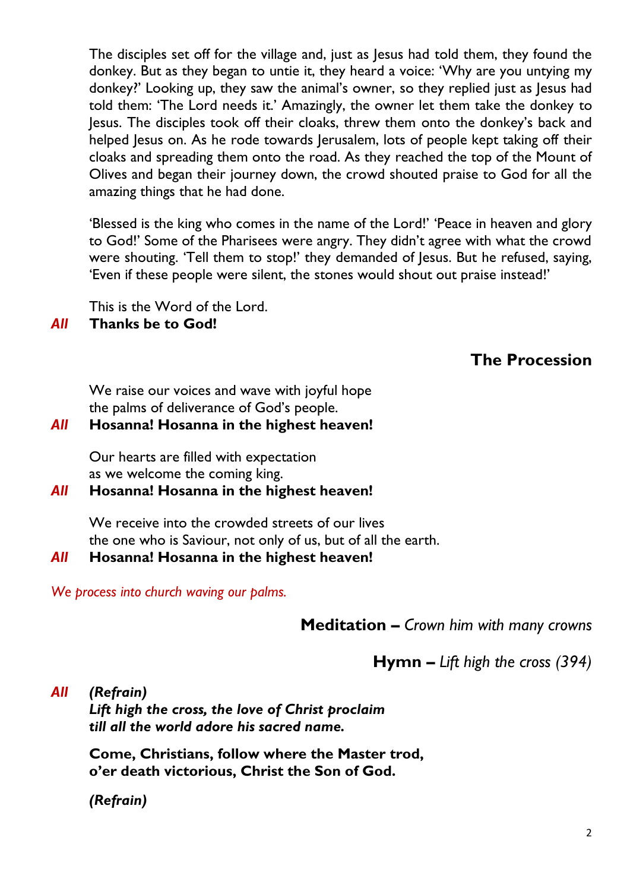The disciples set off for the village and, just as Jesus had told them, they found the donkey. But as they began to untie it, they heard a voice: 'Why are you untying my donkey?' Looking up, they saw the animal's owner, so they replied just as Jesus had told them: 'The Lord needs it.' Amazingly, the owner let them take the donkey to Jesus. The disciples took off their cloaks, threw them onto the donkey's back and helped Jesus on. As he rode towards Jerusalem, lots of people kept taking off their cloaks and spreading them onto the road. As they reached the top of the Mount of Olives and began their journey down, the crowd shouted praise to God for all the amazing things that he had done.

'Blessed is the king who comes in the name of the Lord!' 'Peace in heaven and glory to God!' Some of the Pharisees were angry. They didn't agree with what the crowd were shouting. 'Tell them to stop!' they demanded of Jesus. But he refused, saying, 'Even if these people were silent, the stones would shout out praise instead!'

This is the Word of the Lord.
***All*** **Thanks be to God!**

## The Procession

We raise our voices and wave with joyful hope
the palms of deliverance of God's people.
***All*** **Hosanna! Hosanna in the highest heaven!**

Our hearts are filled with expectation
as we welcome the coming king.
***All*** **Hosanna! Hosanna in the highest heaven!**

We receive into the crowded streets of our lives
the one who is Saviour, not only of us, but of all the earth.
***All*** **Hosanna! Hosanna in the highest heaven!**

*We process into church waving our palms.*

## Meditation – *Crown him with many crowns*

## Hymn – *Lift high the cross (394)*

***All*** ***(Refrain)***
***Lift high the cross, the love of Christ proclaim***
***till all the world adore his sacred name.***

**Come, Christians, follow where the Master trod,**
**o'er death victorious, Christ the Son of God.**

***(Refrain)***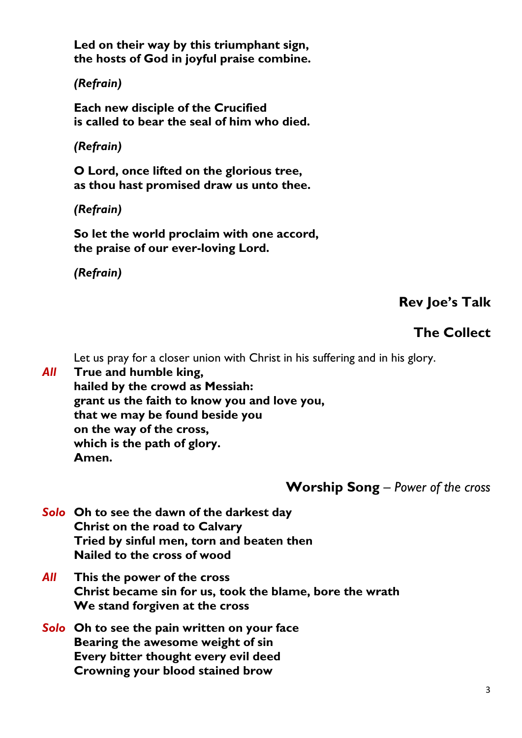**Led on their way by this triumphant sign,**
**the hosts of God in joyful praise combine.**

***(Refrain)***

**Each new disciple of the Crucified**
**is called to bear the seal of him who died.**

***(Refrain)***

**O Lord, once lifted on the glorious tree,**
**as thou hast promised draw us unto thee.**

***(Refrain)***

**So let the world proclaim with one accord,**
**the praise of our ever-loving Lord.**

***(Refrain)***

## Rev Joe's Talk

## The Collect

Let us pray for a closer union with Christ in his suffering and in his glory.

***All*** **True and humble king,**
**hailed by the crowd as Messiah:**
**grant us the faith to know you and love you,**
**that we may be found beside you**
**on the way of the cross,**
**which is the path of glory.**
**Amen.**

## Worship Song – *Power of the cross*

***Solo*** **Oh to see the dawn of the darkest day**
**Christ on the road to Calvary**
**Tried by sinful men, torn and beaten then**
**Nailed to the cross of wood**

***All*** **This the power of the cross**
**Christ became sin for us, took the blame, bore the wrath**
**We stand forgiven at the cross**

***Solo*** **Oh to see the pain written on your face**
**Bearing the awesome weight of sin**
**Every bitter thought every evil deed**
**Crowning your blood stained brow**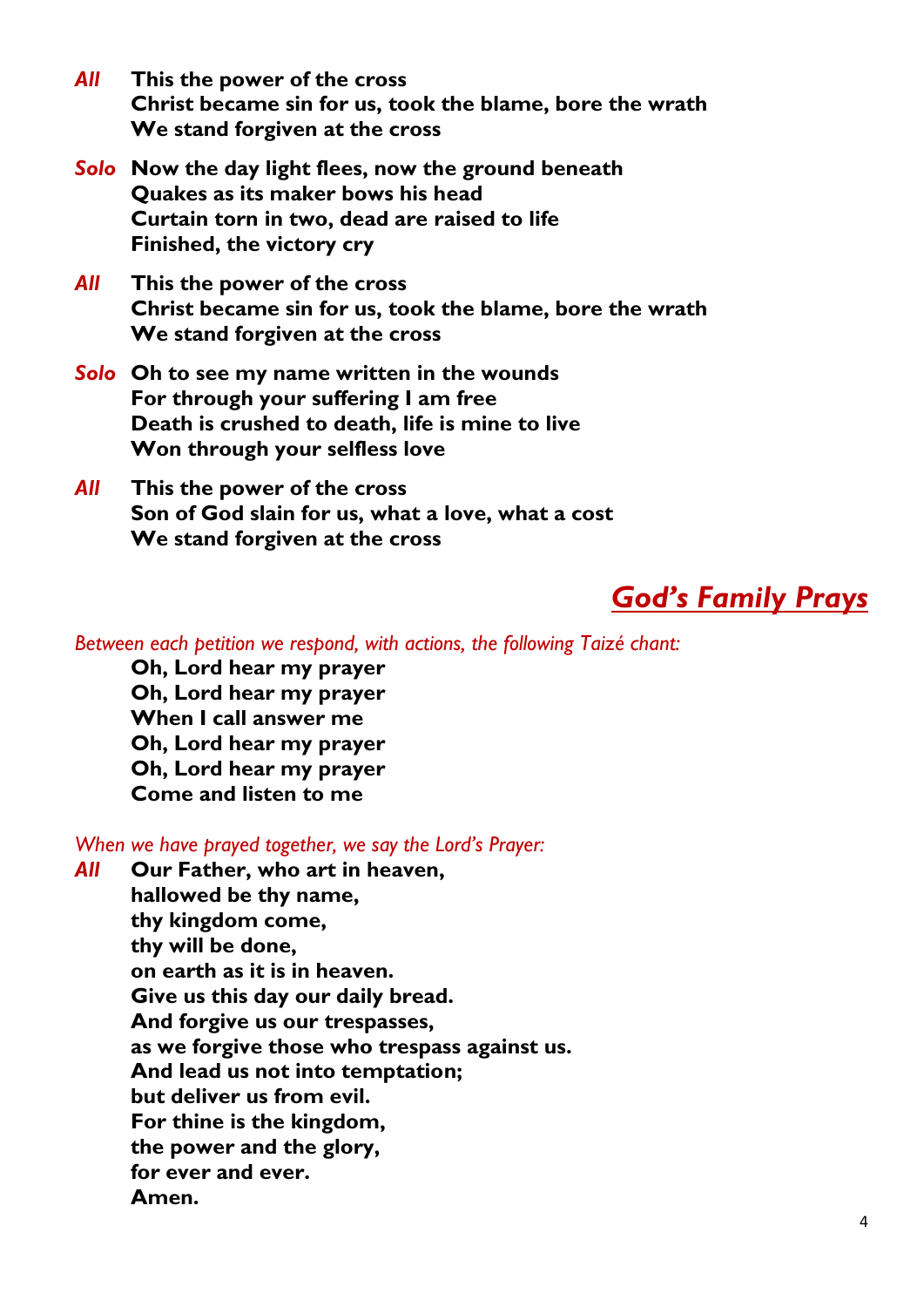*All* **This the power of the cross**
**Christ became sin for us, took the blame, bore the wrath**
**We stand forgiven at the cross**

*Solo* **Now the day light flees, now the ground beneath**
**Quakes as its maker bows his head**
**Curtain torn in two, dead are raised to life**
**Finished, the victory cry**

*All* **This the power of the cross**
**Christ became sin for us, took the blame, bore the wrath**
**We stand forgiven at the cross**

*Solo* **Oh to see my name written in the wounds**
**For through your suffering I am free**
**Death is crushed to death, life is mine to live**
**Won through your selfless love**

*All* **This the power of the cross**
**Son of God slain for us, what a love, what a cost**
**We stand forgiven at the cross**

## *God's Family Prays*

*Between each petition we respond, with actions, the following Taizé chant:*

**Oh, Lord hear my prayer**
**Oh, Lord hear my prayer**
**When I call answer me**
**Oh, Lord hear my prayer**
**Oh, Lord hear my prayer**
**Come and listen to me**

*When we have prayed together, we say the Lord's Prayer:*

*All* **Our Father, who art in heaven,**
**hallowed be thy name,**
**thy kingdom come,**
**thy will be done,**
**on earth as it is in heaven.**
**Give us this day our daily bread.**
**And forgive us our trespasses,**
**as we forgive those who trespass against us.**
**And lead us not into temptation;**
**but deliver us from evil.**
**For thine is the kingdom,**
**the power and the glory,**
**for ever and ever.**
**Amen.**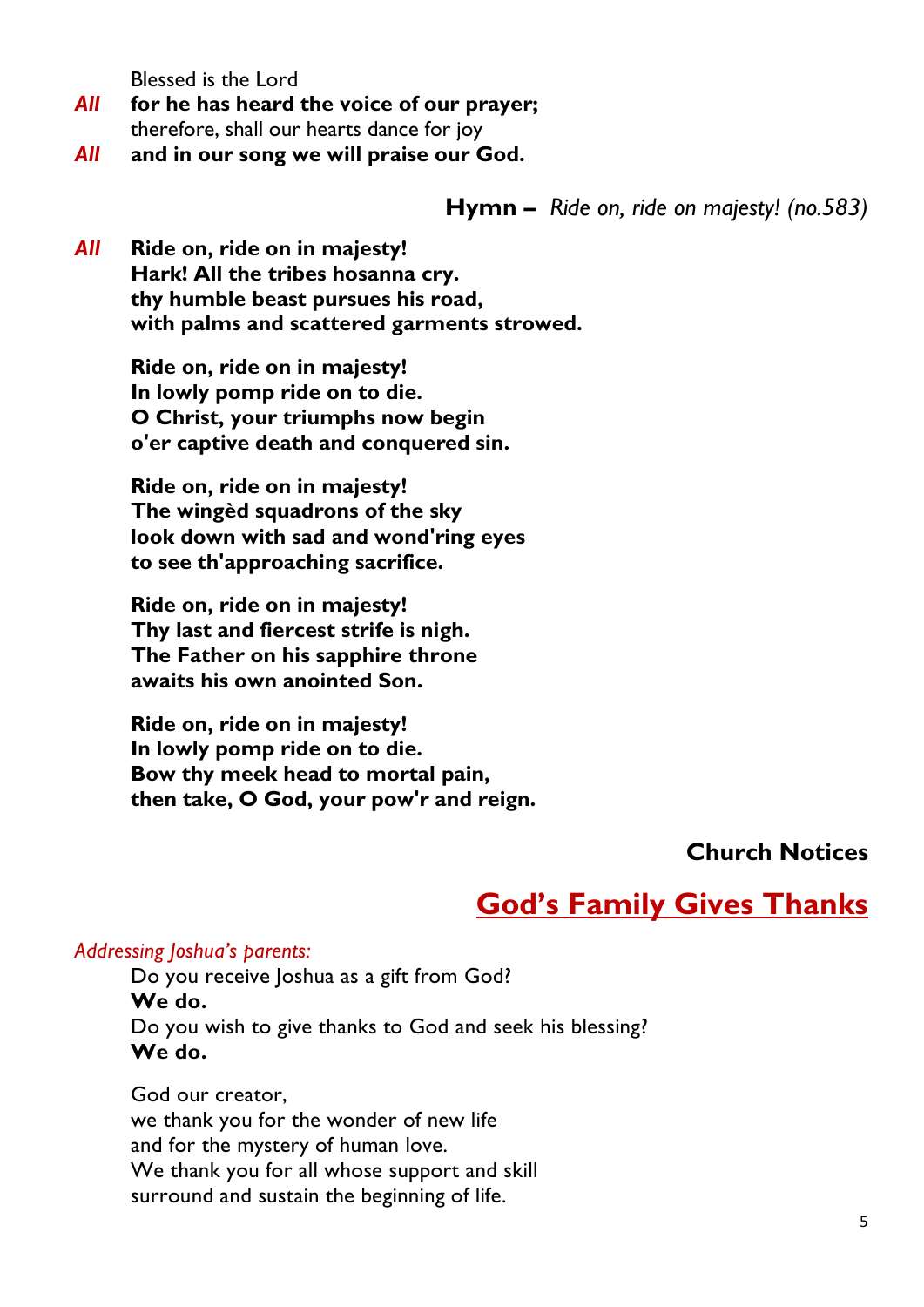Blessed is the Lord
*All* **for he has heard the voice of our prayer;**
therefore, shall our hearts dance for joy
*All* **and in our song we will praise our God.**

**Hymn –** *Ride on, ride on majesty! (no.583)*

*All* **Ride on, ride on in majesty!**
**Hark! All the tribes hosanna cry.**
**thy humble beast pursues his road,**
**with palms and scattered garments strowed.**

**Ride on, ride on in majesty!**
**In lowly pomp ride on to die.**
**O Christ, your triumphs now begin**
**o'er captive death and conquered sin.**

**Ride on, ride on in majesty!**
**The wingèd squadrons of the sky**
**look down with sad and wond'ring eyes**
**to see th'approaching sacrifice.**

**Ride on, ride on in majesty!**
**Thy last and fiercest strife is nigh.**
**The Father on his sapphire throne**
**awaits his own anointed Son.**

**Ride on, ride on in majesty!**
**In lowly pomp ride on to die.**
**Bow thy meek head to mortal pain,**
**then take, O God, your pow'r and reign.**

**Church Notices**

## God's Family Gives Thanks

*Addressing Joshua's parents:*
Do you receive Joshua as a gift from God?
**We do.**
Do you wish to give thanks to God and seek his blessing?
**We do.**

God our creator,
we thank you for the wonder of new life
and for the mystery of human love.
We thank you for all whose support and skill
surround and sustain the beginning of life.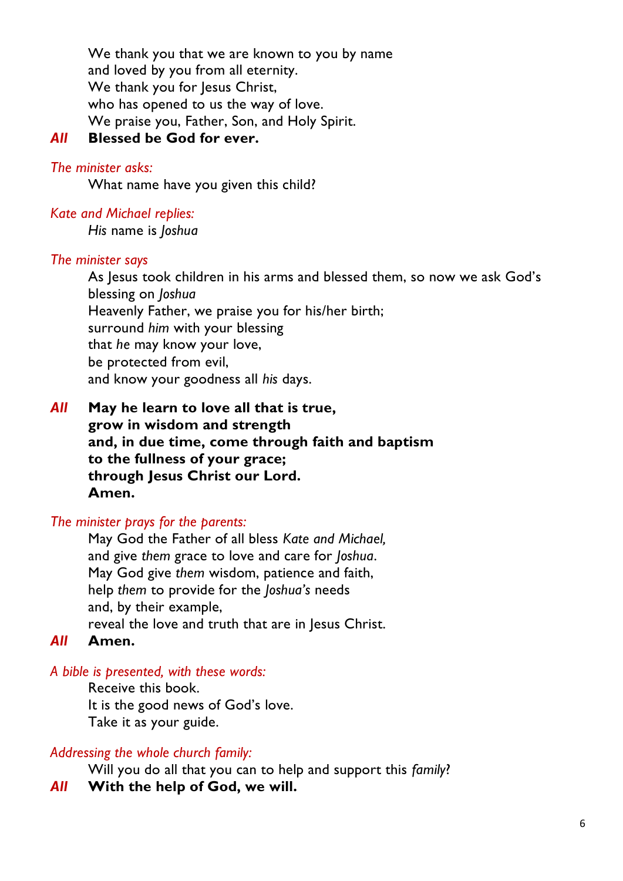We thank you that we are known to you by name
and loved by you from all eternity.
We thank you for Jesus Christ,
who has opened to us the way of love.
We praise you, Father, Son, and Holy Spirit.

***All*** **Blessed be God for ever.**

*The minister asks:*

What name have you given this child?

*Kate and Michael replies:*

*His* name is *Joshua*

*The minister says*

As Jesus took children in his arms and blessed them, so now we ask God's blessing on *Joshua*
Heavenly Father, we praise you for his/her birth;
surround *him* with your blessing
that *he* may know your love,
be protected from evil,
and know your goodness all *his* days.

***All*** **May he learn to love all that is true,**
**grow in wisdom and strength**
**and, in due time, come through faith and baptism**
**to the fullness of your grace;**
**through Jesus Christ our Lord.**
**Amen.**

*The minister prays for the parents:*

May God the Father of all bless *Kate and Michael,*
and give *them* grace to love and care for *Joshua*.
May God give *them* wisdom, patience and faith,
help *them* to provide for the *Joshua's* needs
and, by their example,
reveal the love and truth that are in Jesus Christ.

***All*** **Amen.**

*A bible is presented, with these words:*

Receive this book.
It is the good news of God's love.
Take it as your guide.

*Addressing the whole church family:*

Will you do all that you can to help and support this *family*?

***All*** **With the help of God, we will.**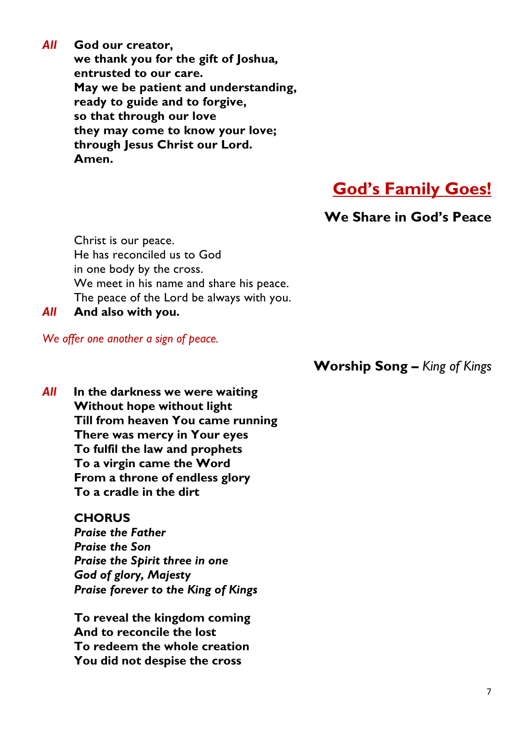*All* **God our creator,**
**we thank you for the gift of Joshua,**
**entrusted to our care.**
**May we be patient and understanding,**
**ready to guide and to forgive,**
**so that through our love**
**they may come to know your love;**
**through Jesus Christ our Lord.**
**Amen.**

# God's Family Goes!

## We Share in God's Peace

Christ is our peace.
He has reconciled us to God
in one body by the cross.
We meet in his name and share his peace.
The peace of the Lord be always with you.

*All* **And also with you.**

*We offer one another a sign of peace.*

## Worship Song – *King of Kings*

*All* **In the darkness we were waiting**
**Without hope without light**
**Till from heaven You came running**
**There was mercy in Your eyes**
**To fulfil the law and prophets**
**To a virgin came the Word**
**From a throne of endless glory**
**To a cradle in the dirt**

**CHORUS**
***Praise the Father***
***Praise the Son***
***Praise the Spirit three in one***
***God of glory, Majesty***
***Praise forever to the King of Kings***

**To reveal the kingdom coming**
**And to reconcile the lost**
**To redeem the whole creation**
**You did not despise the cross**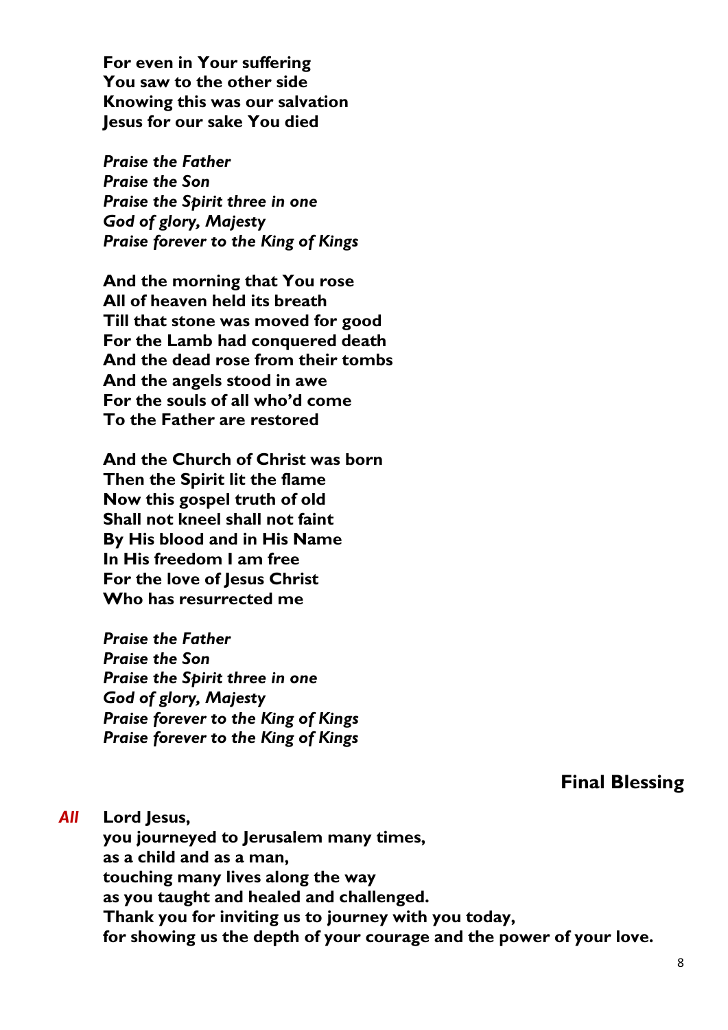**For even in Your suffering**
**You saw to the other side**
**Knowing this was our salvation**
**Jesus for our sake You died**

***Praise the Father***
***Praise the Son***
***Praise the Spirit three in one***
***God of glory, Majesty***
***Praise forever to the King of Kings***

**And the morning that You rose**
**All of heaven held its breath**
**Till that stone was moved for good**
**For the Lamb had conquered death**
**And the dead rose from their tombs**
**And the angels stood in awe**
**For the souls of all who'd come**
**To the Father are restored**

**And the Church of Christ was born**
**Then the Spirit lit the flame**
**Now this gospel truth of old**
**Shall not kneel shall not faint**
**By His blood and in His Name**
**In His freedom I am free**
**For the love of Jesus Christ**
**Who has resurrected me**

***Praise the Father***
***Praise the Son***
***Praise the Spirit three in one***
***God of glory, Majesty***
***Praise forever to the King of Kings***
***Praise forever to the King of Kings***

## Final Blessing

*All* **Lord Jesus,**
**you journeyed to Jerusalem many times,**
**as a child and as a man,**
**touching many lives along the way**
**as you taught and healed and challenged.**
**Thank you for inviting us to journey with you today,**
**for showing us the depth of your courage and the power of your love.**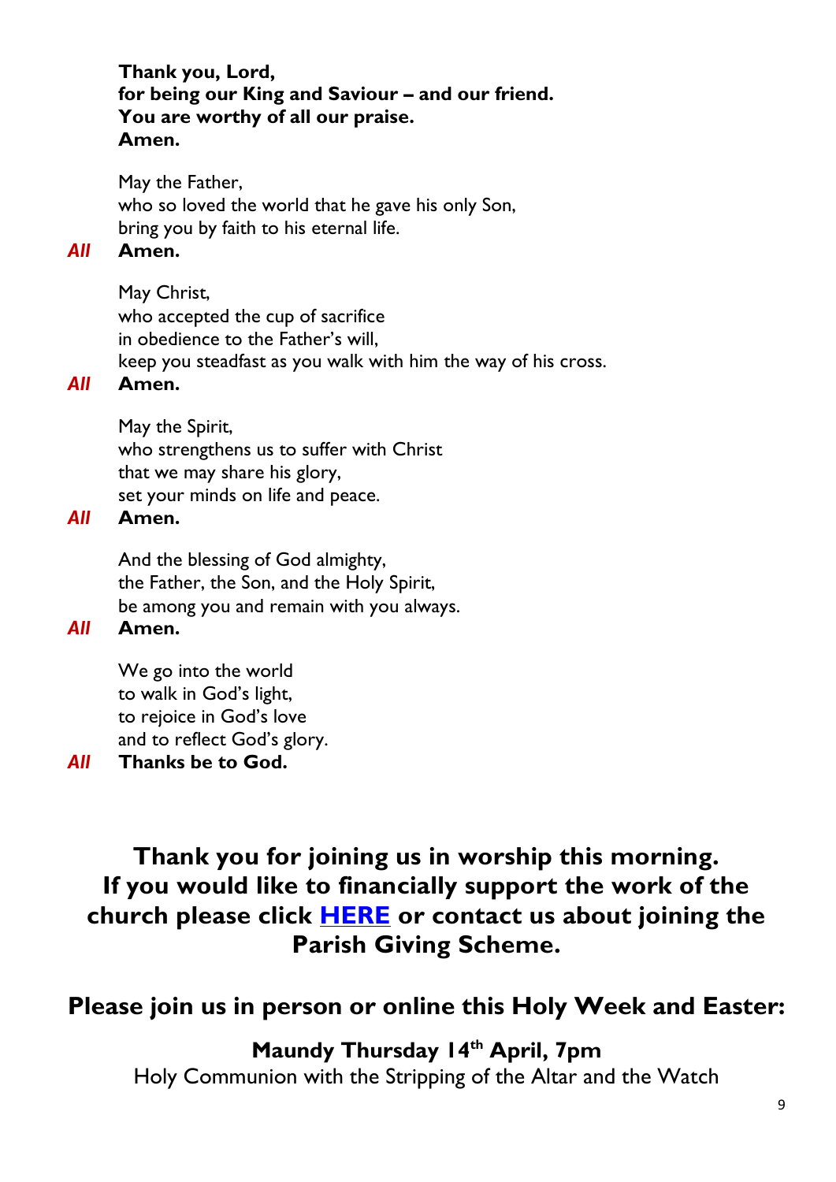**Thank you, Lord,**
**for being our King and Saviour – and our friend.**
**You are worthy of all our praise.**
**Amen.**

May the Father,
who so loved the world that he gave his only Son,
bring you by faith to his eternal life.

***All*** **Amen.**

May Christ,
who accepted the cup of sacrifice
in obedience to the Father's will,
keep you steadfast as you walk with him the way of his cross.

***All*** **Amen.**

May the Spirit,
who strengthens us to suffer with Christ
that we may share his glory,
set your minds on life and peace.

***All*** **Amen.**

And the blessing of God almighty,
the Father, the Son, and the Holy Spirit,
be among you and remain with you always.

***All*** **Amen.**

We go into the world
to walk in God's light,
to rejoice in God's love
and to reflect God's glory.

***All*** **Thanks be to God.**

**Thank you for joining us in worship this morning.**
**If you would like to financially support the work of the church please click HERE or contact us about joining the Parish Giving Scheme.**

**Please join us in person or online this Holy Week and Easter:**

**Maundy Thursday 14th April, 7pm**
Holy Communion with the Stripping of the Altar and the Watch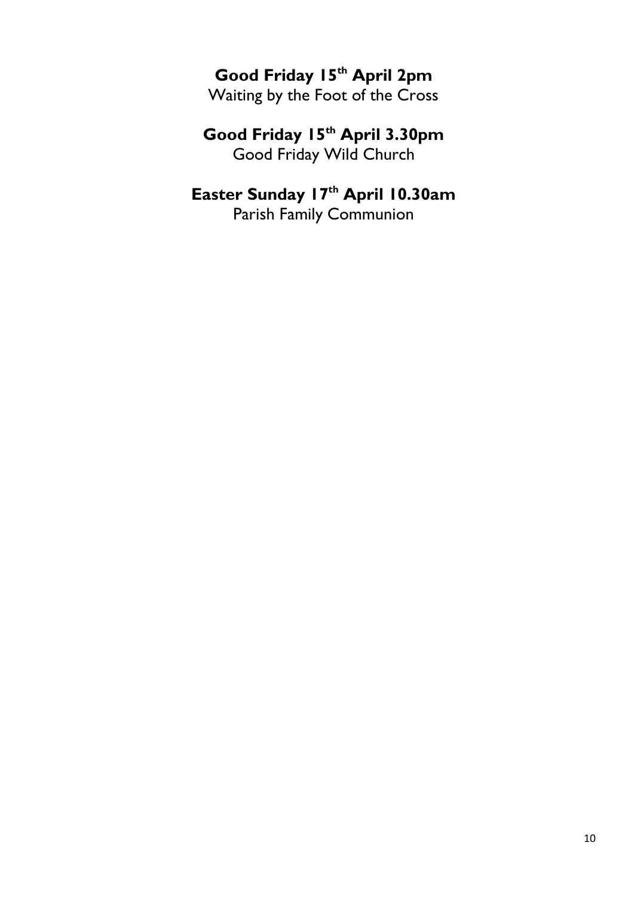**Good Friday 15th April 2pm**
Waiting by the Foot of the Cross

**Good Friday 15th April 3.30pm**
Good Friday Wild Church

**Easter Sunday 17th April 10.30am**
Parish Family Communion